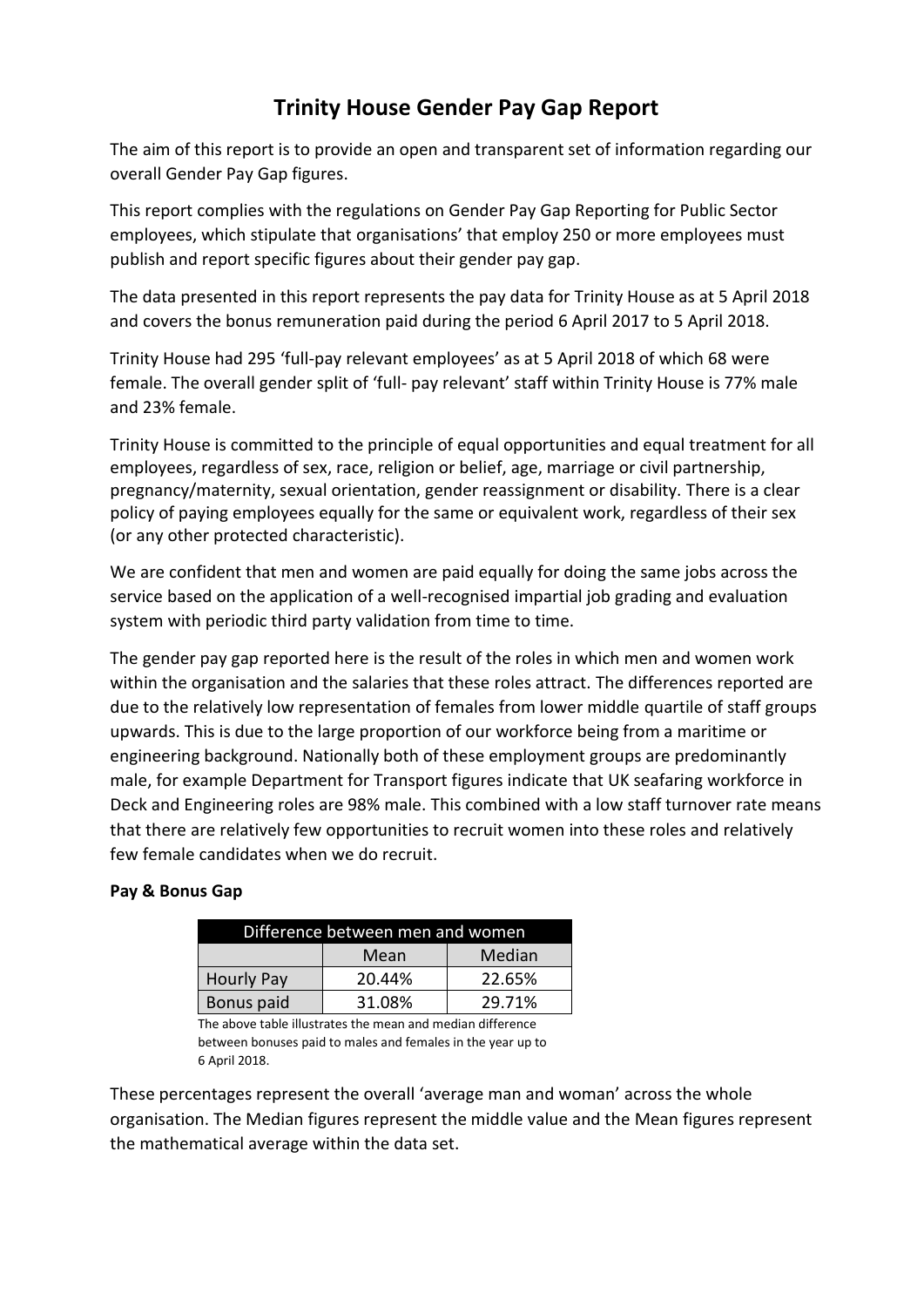# Trinity House Gender Pay Gap Report

The aim of this report is to provide an open and transparent set of information regarding our overall Gender Pay Gap figures.

This report complies with the regulations on Gender Pay Gap Reporting for Public Sector employees, which stipulate that organisations' that employ 250 or more employees must publish and report specific figures about their gender pay gap.

The data presented in this report represents the pay data for Trinity House as at 5 April 2018 and covers the bonus remuneration paid during the period 6 April 2017 to 5 April 2018.

Trinity House had 295 'full-pay relevant employees' as at 5 April 2018 of which 68 were female. The overall gender split of 'full- pay relevant' staff within Trinity House is 77% male and 23% female.

Trinity House is committed to the principle of equal opportunities and equal treatment for all employees, regardless of sex, race, religion or belief, age, marriage or civil partnership, pregnancy/maternity, sexual orientation, gender reassignment or disability. There is a clear policy of paying employees equally for the same or equivalent work, regardless of their sex (or any other protected characteristic).

We are confident that men and women are paid equally for doing the same jobs across the service based on the application of a well-recognised impartial job grading and evaluation system with periodic third party validation from time to time.

The gender pay gap reported here is the result of the roles in which men and women work within the organisation and the salaries that these roles attract. The differences reported are due to the relatively low representation of females from lower middle quartile of staff groups upwards. This is due to the large proportion of our workforce being from a maritime or engineering background. Nationally both of these employment groups are predominantly male, for example Department for Transport figures indicate that UK seafaring workforce in Deck and Engineering roles are 98% male. This combined with a low staff turnover rate means that there are relatively few opportunities to recruit women into these roles and relatively few female candidates when we do recruit.

**Pay & Bonus Gap**

| Difference between men and women | | |
|---|---|---|
| | Mean | Median |
| Hourly Pay | 20.44% | 22.65% |
| Bonus paid | 31.08% | 29.71% |

The above table illustrates the mean and median difference between bonuses paid to males and females in the year up to 6 April 2018.

These percentages represent the overall 'average man and woman' across the whole organisation. The Median figures represent the middle value and the Mean figures represent the mathematical average within the data set.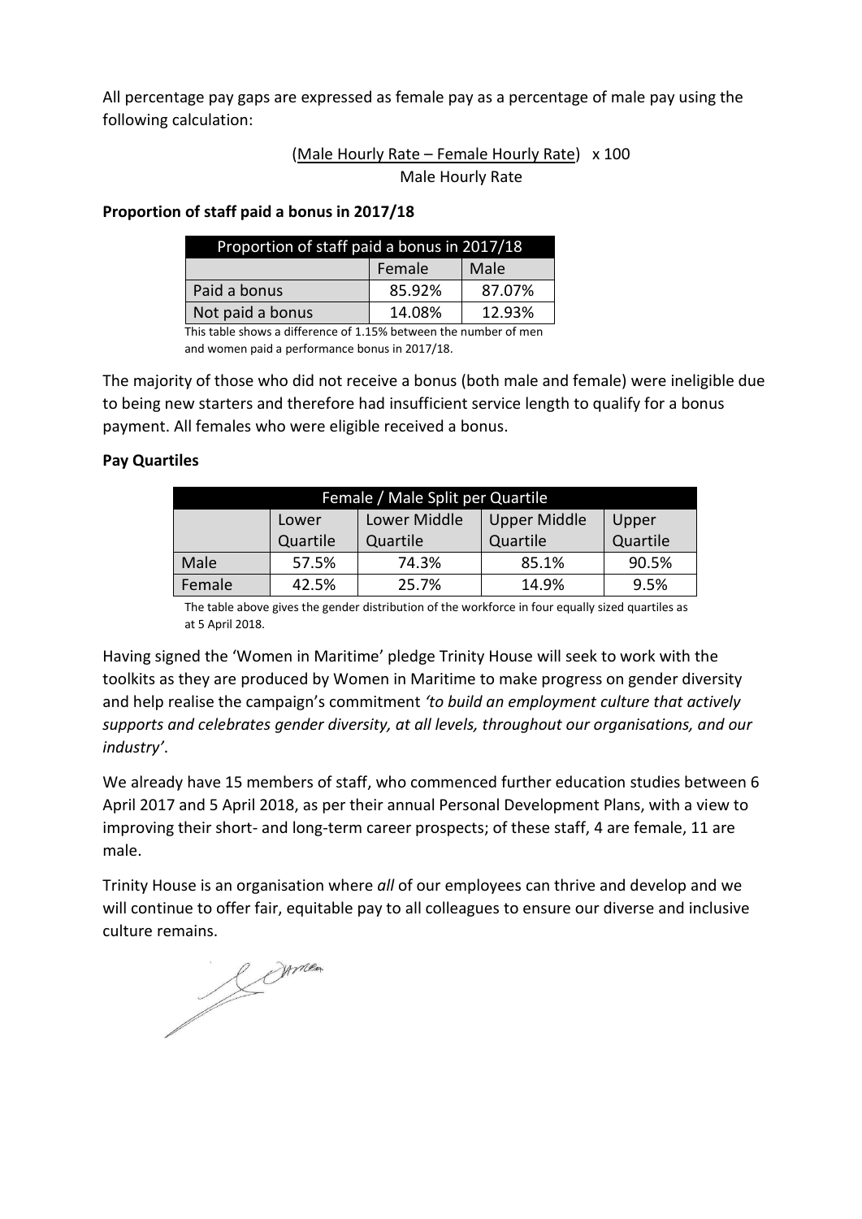All percentage pay gaps are expressed as female pay as a percentage of male pay using the following calculation:

$$\frac{(\text{Male Hourly Rate} - \text{Female Hourly Rate})}{\text{Male Hourly Rate}} \times 100$$

**Proportion of staff paid a bonus in 2017/18**

| Proportion of staff paid a bonus in 2017/18 | | |
|---|---|---|
| | Female | Male |
| Paid a bonus | 85.92% | 87.07% |
| Not paid a bonus | 14.08% | 12.93% |

This table shows a difference of 1.15% between the number of men and women paid a performance bonus in 2017/18.

The majority of those who did not receive a bonus (both male and female) were ineligible due to being new starters and therefore had insufficient service length to qualify for a bonus payment. All females who were eligible received a bonus.

**Pay Quartiles**

| Female / Male Split per Quartile | | | | |
|---|---|---|---|---|
| | Lower Quartile | Lower Middle Quartile | Upper Middle Quartile | Upper Quartile |
| Male | 57.5% | 74.3% | 85.1% | 90.5% |
| Female | 42.5% | 25.7% | 14.9% | 9.5% |

The table above gives the gender distribution of the workforce in four equally sized quartiles as at 5 April 2018.

Having signed the 'Women in Maritime' pledge Trinity House will seek to work with the toolkits as they are produced by Women in Maritime to make progress on gender diversity and help realise the campaign's commitment *'to build an employment culture that actively supports and celebrates gender diversity, at all levels, throughout our organisations, and our industry'*.

We already have 15 members of staff, who commenced further education studies between 6 April 2017 and 5 April 2018, as per their annual Personal Development Plans, with a view to improving their short- and long-term career prospects; of these staff, 4 are female, 11 are male.

Trinity House is an organisation where *all* of our employees can thrive and develop and we will continue to offer fair, equitable pay to all colleagues to ensure our diverse and inclusive culture remains.